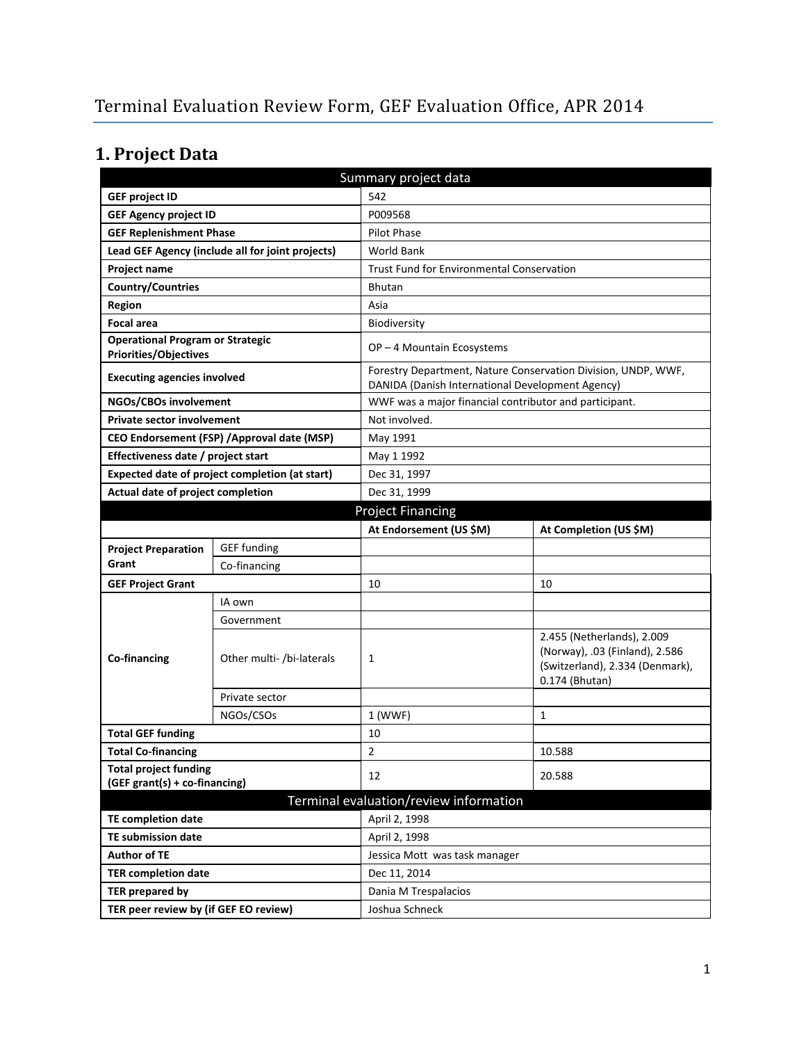# Terminal Evaluation Review Form, GEF Evaluation Office, APR 2014

## 1. Project Data

| Summary project data | | | |
|---|---|---|---|
| **GEF project ID** | | 542 | |
| **GEF Agency project ID** | | P009568 | |
| **GEF Replenishment Phase** | | Pilot Phase | |
| **Lead GEF Agency (include all for joint projects)** | | World Bank | |
| **Project name** | | Trust Fund for Environmental Conservation | |
| **Country/Countries** | | Bhutan | |
| **Region** | | Asia | |
| **Focal area** | | Biodiversity | |
| **Operational Program or Strategic Priorities/Objectives** | | OP – 4 Mountain Ecosystems | |
| **Executing agencies involved** | | Forestry Department, Nature Conservation Division, UNDP, WWF, DANIDA (Danish International Development Agency) | |
| **NGOs/CBOs involvement** | | WWF was a major financial contributor and participant. | |
| **Private sector involvement** | | Not involved. | |
| **CEO Endorsement (FSP) /Approval date (MSP)** | | May 1991 | |
| **Effectiveness date / project start** | | May 1 1992 | |
| **Expected date of project completion (at start)** | | Dec 31, 1997 | |
| **Actual date of project completion** | | Dec 31, 1999 | |

| Project Financing | | | |
|---|---|---|---|
| | | **At Endorsement (US $M)** | **At Completion (US $M)** |
| **Project Preparation Grant** | GEF funding | | |
| | Co-financing | | |
| **GEF Project Grant** | | 10 | 10 |
| **Co-financing** | IA own | | |
| | Government | | |
| | Other multi- /bi-laterals | 1 | 2.455 (Netherlands), 2.009 (Norway), .03 (Finland), 2.586 (Switzerland), 2.334 (Denmark), 0.174 (Bhutan) |
| | Private sector | | |
| | NGOs/CSOs | 1 (WWF) | 1 |
| **Total GEF funding** | | 10 | |
| **Total Co-financing** | | 2 | 10.588 |
| **Total project funding (GEF grant(s) + co-financing)** | | 12 | 20.588 |

| Terminal evaluation/review information | |
|---|---|
| **TE completion date** | April 2, 1998 |
| **TE submission date** | April 2, 1998 |
| **Author of TE** | Jessica Mott was task manager |
| **TER completion date** | Dec 11, 2014 |
| **TER prepared by** | Dania M Trespalacios |
| **TER peer review by (if GEF EO review)** | Joshua Schneck |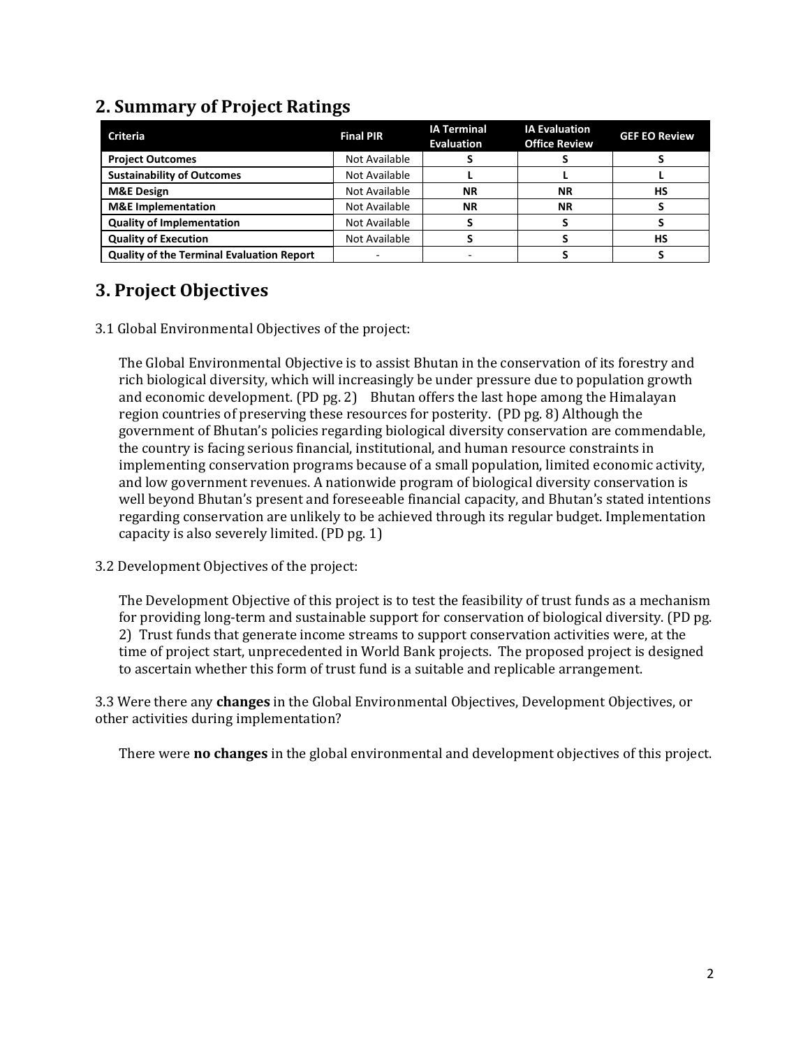## 2. Summary of Project Ratings

| Criteria | Final PIR | IA Terminal Evaluation | IA Evaluation Office Review | GEF EO Review |
|---|---|---|---|---|
| **Project Outcomes** | Not Available | **S** | **S** | **S** |
| **Sustainability of Outcomes** | Not Available | **L** | **L** | **L** |
| **M&E Design** | Not Available | **NR** | **NR** | **HS** |
| **M&E Implementation** | Not Available | **NR** | **NR** | **S** |
| **Quality of Implementation** | Not Available | **S** | **S** | **S** |
| **Quality of Execution** | Not Available | **S** | **S** | **HS** |
| **Quality of the Terminal Evaluation Report** | - | - | **S** | **S** |

## 3. Project Objectives

3.1 Global Environmental Objectives of the project:

The Global Environmental Objective is to assist Bhutan in the conservation of its forestry and rich biological diversity, which will increasingly be under pressure due to population growth and economic development. (PD pg. 2) Bhutan offers the last hope among the Himalayan region countries of preserving these resources for posterity. (PD pg. 8) Although the government of Bhutan's policies regarding biological diversity conservation are commendable, the country is facing serious financial, institutional, and human resource constraints in implementing conservation programs because of a small population, limited economic activity, and low government revenues. A nationwide program of biological diversity conservation is well beyond Bhutan's present and foreseeable financial capacity, and Bhutan's stated intentions regarding conservation are unlikely to be achieved through its regular budget. Implementation capacity is also severely limited. (PD pg. 1)

3.2 Development Objectives of the project:

The Development Objective of this project is to test the feasibility of trust funds as a mechanism for providing long-term and sustainable support for conservation of biological diversity. (PD pg. 2) Trust funds that generate income streams to support conservation activities were, at the time of project start, unprecedented in World Bank projects. The proposed project is designed to ascertain whether this form of trust fund is a suitable and replicable arrangement.

3.3 Were there any **changes** in the Global Environmental Objectives, Development Objectives, or other activities during implementation?

There were **no changes** in the global environmental and development objectives of this project.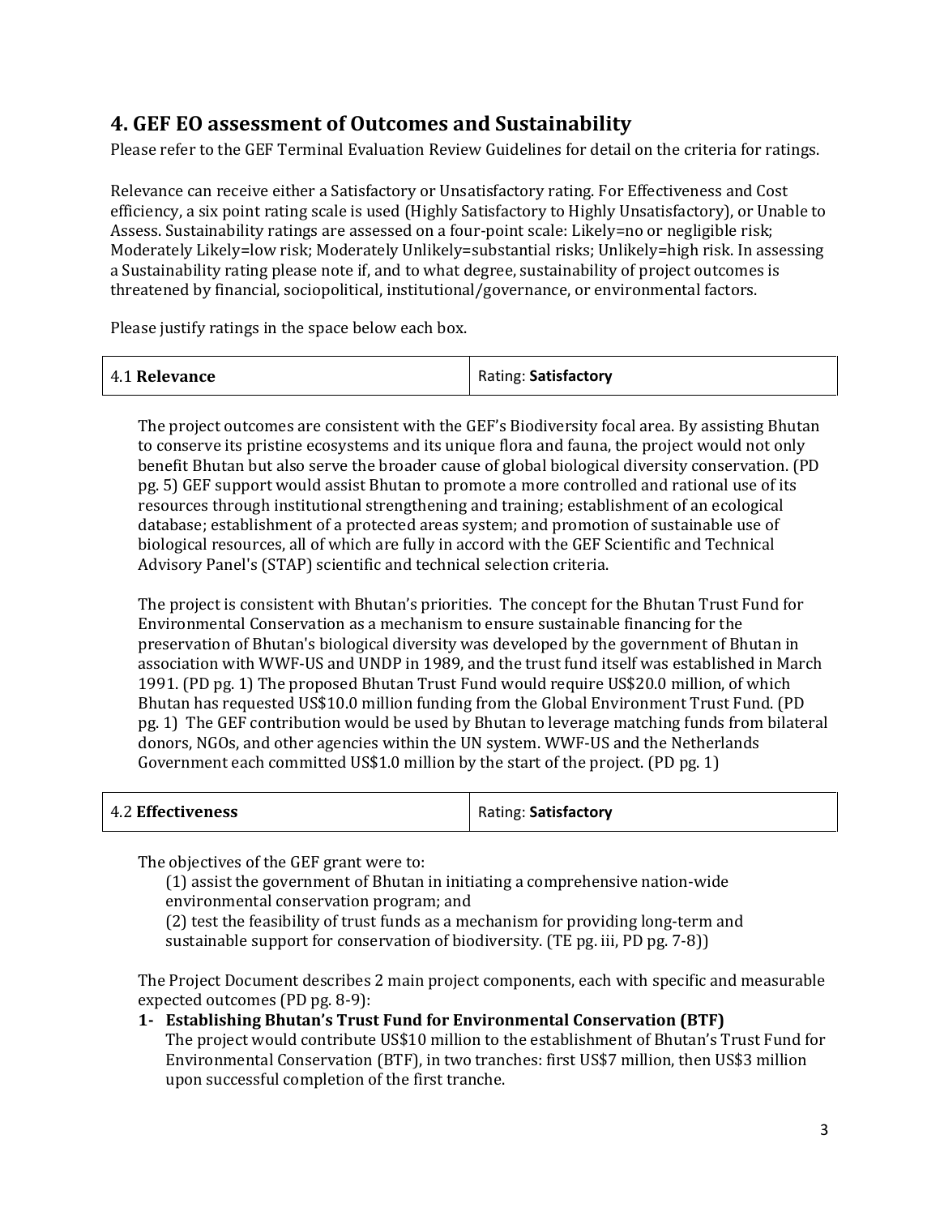## 4. GEF EO assessment of Outcomes and Sustainability

Please refer to the GEF Terminal Evaluation Review Guidelines for detail on the criteria for ratings.

Relevance can receive either a Satisfactory or Unsatisfactory rating. For Effectiveness and Cost efficiency, a six point rating scale is used (Highly Satisfactory to Highly Unsatisfactory), or Unable to Assess. Sustainability ratings are assessed on a four-point scale: Likely=no or negligible risk; Moderately Likely=low risk; Moderately Unlikely=substantial risks; Unlikely=high risk. In assessing a Sustainability rating please note if, and to what degree, sustainability of project outcomes is threatened by financial, sociopolitical, institutional/governance, or environmental factors.

Please justify ratings in the space below each box.

| 4.1 **Relevance** | Rating: **Satisfactory** |
|---|---|

The project outcomes are consistent with the GEF's Biodiversity focal area. By assisting Bhutan to conserve its pristine ecosystems and its unique flora and fauna, the project would not only benefit Bhutan but also serve the broader cause of global biological diversity conservation. (PD pg. 5) GEF support would assist Bhutan to promote a more controlled and rational use of its resources through institutional strengthening and training; establishment of an ecological database; establishment of a protected areas system; and promotion of sustainable use of biological resources, all of which are fully in accord with the GEF Scientific and Technical Advisory Panel's (STAP) scientific and technical selection criteria.

The project is consistent with Bhutan's priorities. The concept for the Bhutan Trust Fund for Environmental Conservation as a mechanism to ensure sustainable financing for the preservation of Bhutan's biological diversity was developed by the government of Bhutan in association with WWF-US and UNDP in 1989, and the trust fund itself was established in March 1991. (PD pg. 1) The proposed Bhutan Trust Fund would require US$20.0 million, of which Bhutan has requested US$10.0 million funding from the Global Environment Trust Fund. (PD pg. 1) The GEF contribution would be used by Bhutan to leverage matching funds from bilateral donors, NGOs, and other agencies within the UN system. WWF-US and the Netherlands Government each committed US$1.0 million by the start of the project. (PD pg. 1)

| 4.2 **Effectiveness** | Rating: **Satisfactory** |
|---|---|

The objectives of the GEF grant were to:

(1) assist the government of Bhutan in initiating a comprehensive nation-wide environmental conservation program; and

(2) test the feasibility of trust funds as a mechanism for providing long-term and sustainable support for conservation of biodiversity. (TE pg. iii, PD pg. 7-8))

The Project Document describes 2 main project components, each with specific and measurable expected outcomes (PD pg. 8-9):

**1- Establishing Bhutan's Trust Fund for Environmental Conservation (BTF)**

The project would contribute US$10 million to the establishment of Bhutan's Trust Fund for Environmental Conservation (BTF), in two tranches: first US$7 million, then US$3 million upon successful completion of the first tranche.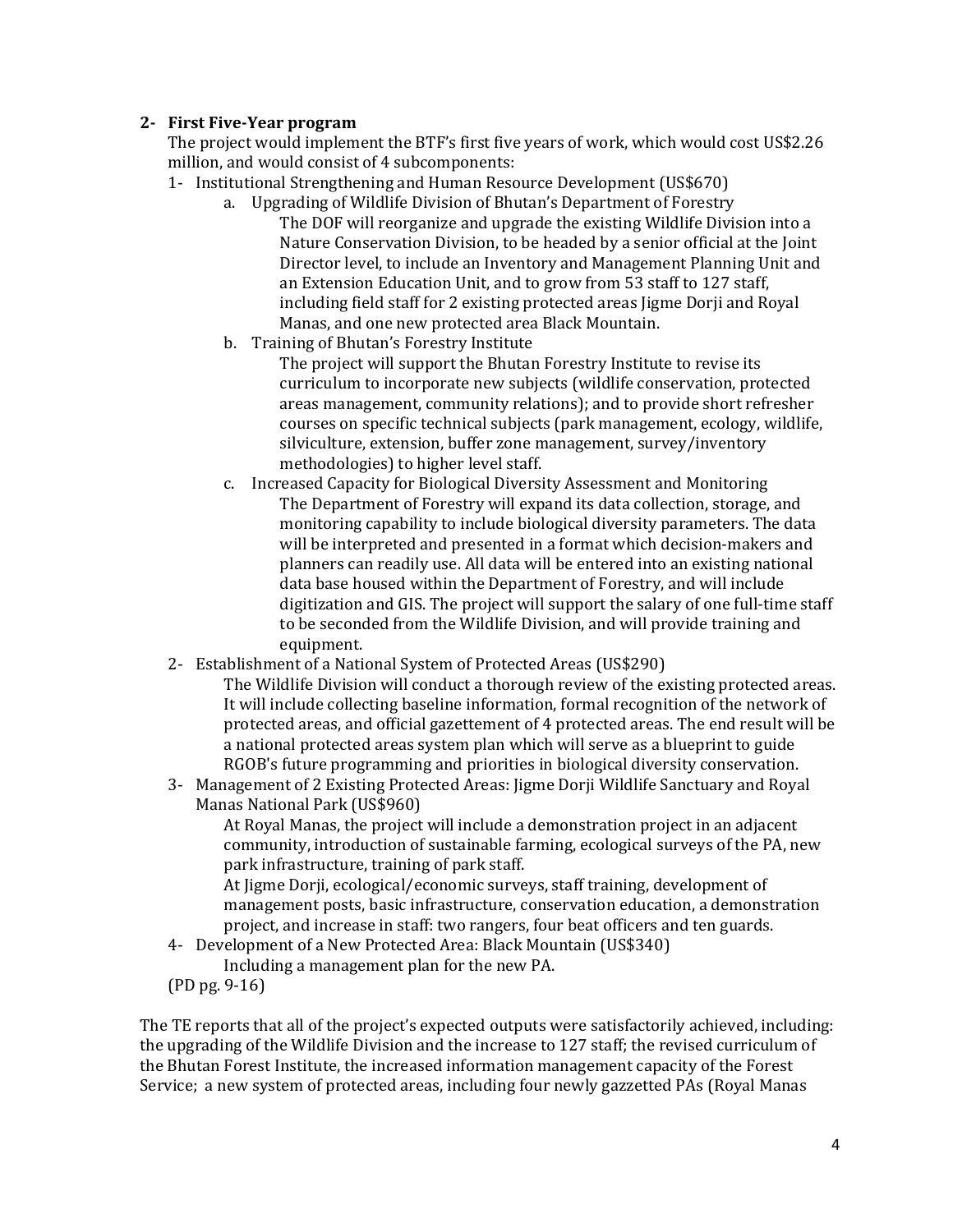**2- First Five-Year program**

The project would implement the BTF's first five years of work, which would cost US$2.26 million, and would consist of 4 subcomponents:

1- Institutional Strengthening and Human Resource Development (US$670)

   a. Upgrading of Wildlife Division of Bhutan's Department of Forestry

      The DOF will reorganize and upgrade the existing Wildlife Division into a Nature Conservation Division, to be headed by a senior official at the Joint Director level, to include an Inventory and Management Planning Unit and an Extension Education Unit, and to grow from 53 staff to 127 staff, including field staff for 2 existing protected areas Jigme Dorji and Royal Manas, and one new protected area Black Mountain.

   b. Training of Bhutan's Forestry Institute

      The project will support the Bhutan Forestry Institute to revise its curriculum to incorporate new subjects (wildlife conservation, protected areas management, community relations); and to provide short refresher courses on specific technical subjects (park management, ecology, wildlife, silviculture, extension, buffer zone management, survey/inventory methodologies) to higher level staff.

   c. Increased Capacity for Biological Diversity Assessment and Monitoring

      The Department of Forestry will expand its data collection, storage, and monitoring capability to include biological diversity parameters. The data will be interpreted and presented in a format which decision-makers and planners can readily use. All data will be entered into an existing national data base housed within the Department of Forestry, and will include digitization and GIS. The project will support the salary of one full-time staff to be seconded from the Wildlife Division, and will provide training and equipment.

2- Establishment of a National System of Protected Areas (US$290)

   The Wildlife Division will conduct a thorough review of the existing protected areas. It will include collecting baseline information, formal recognition of the network of protected areas, and official gazettement of 4 protected areas. The end result will be a national protected areas system plan which will serve as a blueprint to guide RGOB's future programming and priorities in biological diversity conservation.

3- Management of 2 Existing Protected Areas: Jigme Dorji Wildlife Sanctuary and Royal Manas National Park (US$960)

   At Royal Manas, the project will include a demonstration project in an adjacent community, introduction of sustainable farming, ecological surveys of the PA, new park infrastructure, training of park staff.

   At Jigme Dorji, ecological/economic surveys, staff training, development of management posts, basic infrastructure, conservation education, a demonstration project, and increase in staff: two rangers, four beat officers and ten guards.

4- Development of a New Protected Area: Black Mountain (US$340)

   Including a management plan for the new PA.

(PD pg. 9-16)

The TE reports that all of the project's expected outputs were satisfactorily achieved, including: the upgrading of the Wildlife Division and the increase to 127 staff; the revised curriculum of the Bhutan Forest Institute, the increased information management capacity of the Forest Service; a new system of protected areas, including four newly gazetted PAs (Royal Manas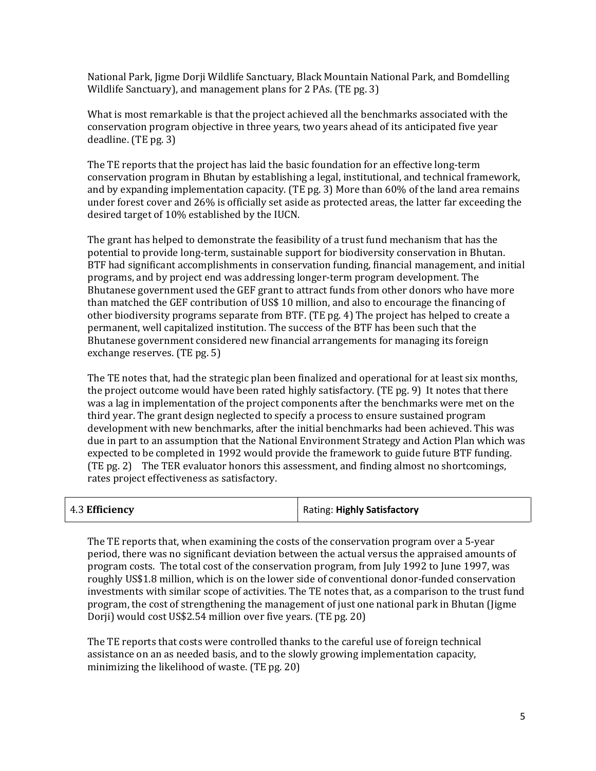National Park, Jigme Dorji Wildlife Sanctuary, Black Mountain National Park, and Bomdelling Wildlife Sanctuary), and management plans for 2 PAs. (TE pg. 3)

What is most remarkable is that the project achieved all the benchmarks associated with the conservation program objective in three years, two years ahead of its anticipated five year deadline. (TE pg. 3)

The TE reports that the project has laid the basic foundation for an effective long-term conservation program in Bhutan by establishing a legal, institutional, and technical framework, and by expanding implementation capacity. (TE pg. 3) More than 60% of the land area remains under forest cover and 26% is officially set aside as protected areas, the latter far exceeding the desired target of 10% established by the IUCN.

The grant has helped to demonstrate the feasibility of a trust fund mechanism that has the potential to provide long-term, sustainable support for biodiversity conservation in Bhutan. BTF had significant accomplishments in conservation funding, financial management, and initial programs, and by project end was addressing longer-term program development. The Bhutanese government used the GEF grant to attract funds from other donors who have more than matched the GEF contribution of US$ 10 million, and also to encourage the financing of other biodiversity programs separate from BTF. (TE pg. 4) The project has helped to create a permanent, well capitalized institution. The success of the BTF has been such that the Bhutanese government considered new financial arrangements for managing its foreign exchange reserves. (TE pg. 5)

The TE notes that, had the strategic plan been finalized and operational for at least six months, the project outcome would have been rated highly satisfactory. (TE pg. 9) It notes that there was a lag in implementation of the project components after the benchmarks were met on the third year. The grant design neglected to specify a process to ensure sustained program development with new benchmarks, after the initial benchmarks had been achieved. This was due in part to an assumption that the National Environment Strategy and Action Plan which was expected to be completed in 1992 would provide the framework to guide future BTF funding. (TE pg. 2) The TER evaluator honors this assessment, and finding almost no shortcomings, rates project effectiveness as satisfactory.

| 4.3 **Efficiency** | Rating: **Highly Satisfactory** |
|---|---|

The TE reports that, when examining the costs of the conservation program over a 5-year period, there was no significant deviation between the actual versus the appraised amounts of program costs. The total cost of the conservation program, from July 1992 to June 1997, was roughly US$1.8 million, which is on the lower side of conventional donor-funded conservation investments with similar scope of activities. The TE notes that, as a comparison to the trust fund program, the cost of strengthening the management of just one national park in Bhutan (Jigme Dorji) would cost US$2.54 million over five years. (TE pg. 20)

The TE reports that costs were controlled thanks to the careful use of foreign technical assistance on an as needed basis, and to the slowly growing implementation capacity, minimizing the likelihood of waste. (TE pg. 20)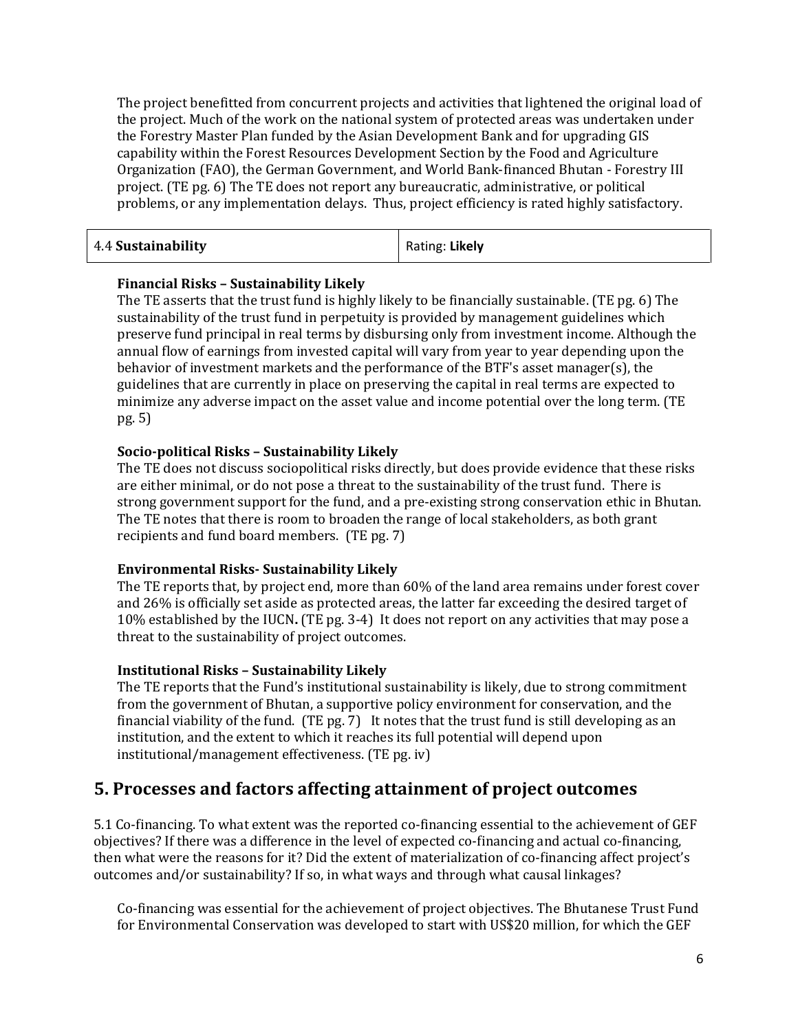The project benefitted from concurrent projects and activities that lightened the original load of the project. Much of the work on the national system of protected areas was undertaken under the Forestry Master Plan funded by the Asian Development Bank and for upgrading GIS capability within the Forest Resources Development Section by the Food and Agriculture Organization (FAO), the German Government, and World Bank-financed Bhutan - Forestry III project. (TE pg. 6) The TE does not report any bureaucratic, administrative, or political problems, or any implementation delays. Thus, project efficiency is rated highly satisfactory.

| 4.4 **Sustainability** | Rating: **Likely** |
|---|---|

**Financial Risks – Sustainability Likely**

The TE asserts that the trust fund is highly likely to be financially sustainable. (TE pg. 6) The sustainability of the trust fund in perpetuity is provided by management guidelines which preserve fund principal in real terms by disbursing only from investment income. Although the annual flow of earnings from invested capital will vary from year to year depending upon the behavior of investment markets and the performance of the BTF's asset manager(s), the guidelines that are currently in place on preserving the capital in real terms are expected to minimize any adverse impact on the asset value and income potential over the long term. (TE pg. 5)

**Socio-political Risks – Sustainability Likely**

The TE does not discuss sociopolitical risks directly, but does provide evidence that these risks are either minimal, or do not pose a threat to the sustainability of the trust fund. There is strong government support for the fund, and a pre-existing strong conservation ethic in Bhutan. The TE notes that there is room to broaden the range of local stakeholders, as both grant recipients and fund board members. (TE pg. 7)

**Environmental Risks- Sustainability Likely**

The TE reports that, by project end, more than 60% of the land area remains under forest cover and 26% is officially set aside as protected areas, the latter far exceeding the desired target of 10% established by the IUCN**.** (TE pg. 3-4) It does not report on any activities that may pose a threat to the sustainability of project outcomes.

**Institutional Risks – Sustainability Likely**

The TE reports that the Fund's institutional sustainability is likely, due to strong commitment from the government of Bhutan, a supportive policy environment for conservation, and the financial viability of the fund. (TE pg. 7) It notes that the trust fund is still developing as an institution, and the extent to which it reaches its full potential will depend upon institutional/management effectiveness. (TE pg. iv)

## 5. Processes and factors affecting attainment of project outcomes

5.1 Co-financing. To what extent was the reported co-financing essential to the achievement of GEF objectives? If there was a difference in the level of expected co-financing and actual co-financing, then what were the reasons for it? Did the extent of materialization of co-financing affect project's outcomes and/or sustainability? If so, in what ways and through what causal linkages?

Co-financing was essential for the achievement of project objectives. The Bhutanese Trust Fund for Environmental Conservation was developed to start with US$20 million, for which the GEF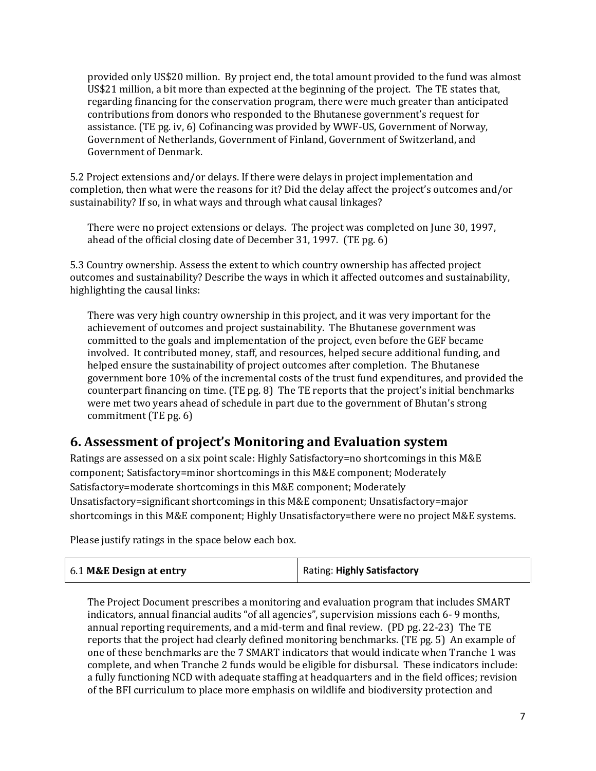provided only US$20 million. By project end, the total amount provided to the fund was almost US$21 million, a bit more than expected at the beginning of the project. The TE states that, regarding financing for the conservation program, there were much greater than anticipated contributions from donors who responded to the Bhutanese government's request for assistance. (TE pg. iv, 6) Cofinancing was provided by WWF-US, Government of Norway, Government of Netherlands, Government of Finland, Government of Switzerland, and Government of Denmark.

5.2 Project extensions and/or delays. If there were delays in project implementation and completion, then what were the reasons for it? Did the delay affect the project's outcomes and/or sustainability? If so, in what ways and through what causal linkages?

There were no project extensions or delays. The project was completed on June 30, 1997, ahead of the official closing date of December 31, 1997. (TE pg. 6)

5.3 Country ownership. Assess the extent to which country ownership has affected project outcomes and sustainability? Describe the ways in which it affected outcomes and sustainability, highlighting the causal links:

There was very high country ownership in this project, and it was very important for the achievement of outcomes and project sustainability. The Bhutanese government was committed to the goals and implementation of the project, even before the GEF became involved. It contributed money, staff, and resources, helped secure additional funding, and helped ensure the sustainability of project outcomes after completion. The Bhutanese government bore 10% of the incremental costs of the trust fund expenditures, and provided the counterpart financing on time. (TE pg. 8) The TE reports that the project's initial benchmarks were met two years ahead of schedule in part due to the government of Bhutan's strong commitment (TE pg. 6)

## 6. Assessment of project's Monitoring and Evaluation system

Ratings are assessed on a six point scale: Highly Satisfactory=no shortcomings in this M&E component; Satisfactory=minor shortcomings in this M&E component; Moderately Satisfactory=moderate shortcomings in this M&E component; Moderately Unsatisfactory=significant shortcomings in this M&E component; Unsatisfactory=major shortcomings in this M&E component; Highly Unsatisfactory=there were no project M&E systems.

Please justify ratings in the space below each box.

| 6.1 **M&E Design at entry** | Rating: **Highly Satisfactory** |
|---|---|

The Project Document prescribes a monitoring and evaluation program that includes SMART indicators, annual financial audits "of all agencies", supervision missions each 6- 9 months, annual reporting requirements, and a mid-term and final review. (PD pg. 22-23) The TE reports that the project had clearly defined monitoring benchmarks. (TE pg. 5) An example of one of these benchmarks are the 7 SMART indicators that would indicate when Tranche 1 was complete, and when Tranche 2 funds would be eligible for disbursal. These indicators include: a fully functioning NCD with adequate staffing at headquarters and in the field offices; revision of the BFI curriculum to place more emphasis on wildlife and biodiversity protection and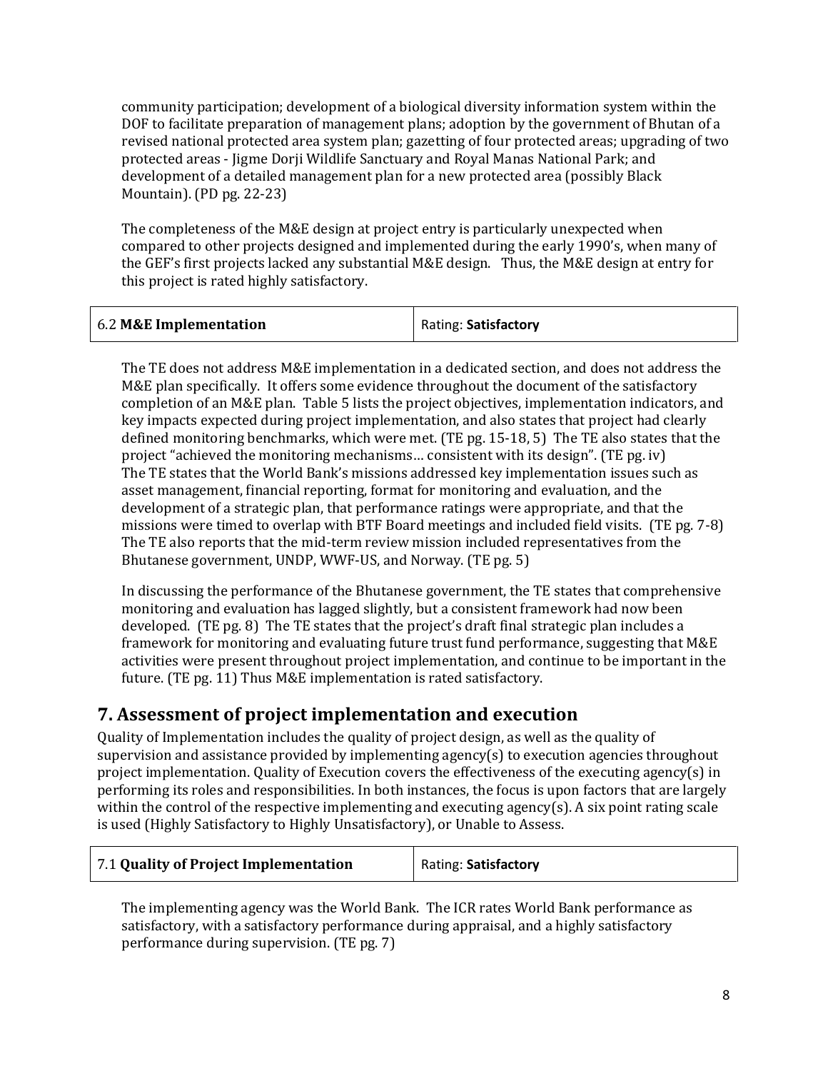community participation; development of a biological diversity information system within the DOF to facilitate preparation of management plans; adoption by the government of Bhutan of a revised national protected area system plan; gazetting of four protected areas; upgrading of two protected areas - Jigme Dorji Wildlife Sanctuary and Royal Manas National Park; and development of a detailed management plan for a new protected area (possibly Black Mountain). (PD pg. 22-23)

The completeness of the M&E design at project entry is particularly unexpected when compared to other projects designed and implemented during the early 1990's, when many of the GEF's first projects lacked any substantial M&E design. Thus, the M&E design at entry for this project is rated highly satisfactory.

| 6.2 **M&E Implementation** | Rating: **Satisfactory** |
|---|---|

The TE does not address M&E implementation in a dedicated section, and does not address the M&E plan specifically. It offers some evidence throughout the document of the satisfactory completion of an M&E plan. Table 5 lists the project objectives, implementation indicators, and key impacts expected during project implementation, and also states that project had clearly defined monitoring benchmarks, which were met. (TE pg. 15-18, 5) The TE also states that the project "achieved the monitoring mechanisms… consistent with its design". (TE pg. iv) The TE states that the World Bank's missions addressed key implementation issues such as asset management, financial reporting, format for monitoring and evaluation, and the development of a strategic plan, that performance ratings were appropriate, and that the missions were timed to overlap with BTF Board meetings and included field visits. (TE pg. 7-8) The TE also reports that the mid-term review mission included representatives from the Bhutanese government, UNDP, WWF-US, and Norway. (TE pg. 5)

In discussing the performance of the Bhutanese government, the TE states that comprehensive monitoring and evaluation has lagged slightly, but a consistent framework had now been developed. (TE pg. 8) The TE states that the project's draft final strategic plan includes a framework for monitoring and evaluating future trust fund performance, suggesting that M&E activities were present throughout project implementation, and continue to be important in the future. (TE pg. 11) Thus M&E implementation is rated satisfactory.

## 7. Assessment of project implementation and execution

Quality of Implementation includes the quality of project design, as well as the quality of supervision and assistance provided by implementing agency(s) to execution agencies throughout project implementation. Quality of Execution covers the effectiveness of the executing agency(s) in performing its roles and responsibilities. In both instances, the focus is upon factors that are largely within the control of the respective implementing and executing agency(s). A six point rating scale is used (Highly Satisfactory to Highly Unsatisfactory), or Unable to Assess.

| 7.1 **Quality of Project Implementation** | Rating: **Satisfactory** |
|---|---|

The implementing agency was the World Bank. The ICR rates World Bank performance as satisfactory, with a satisfactory performance during appraisal, and a highly satisfactory performance during supervision. (TE pg. 7)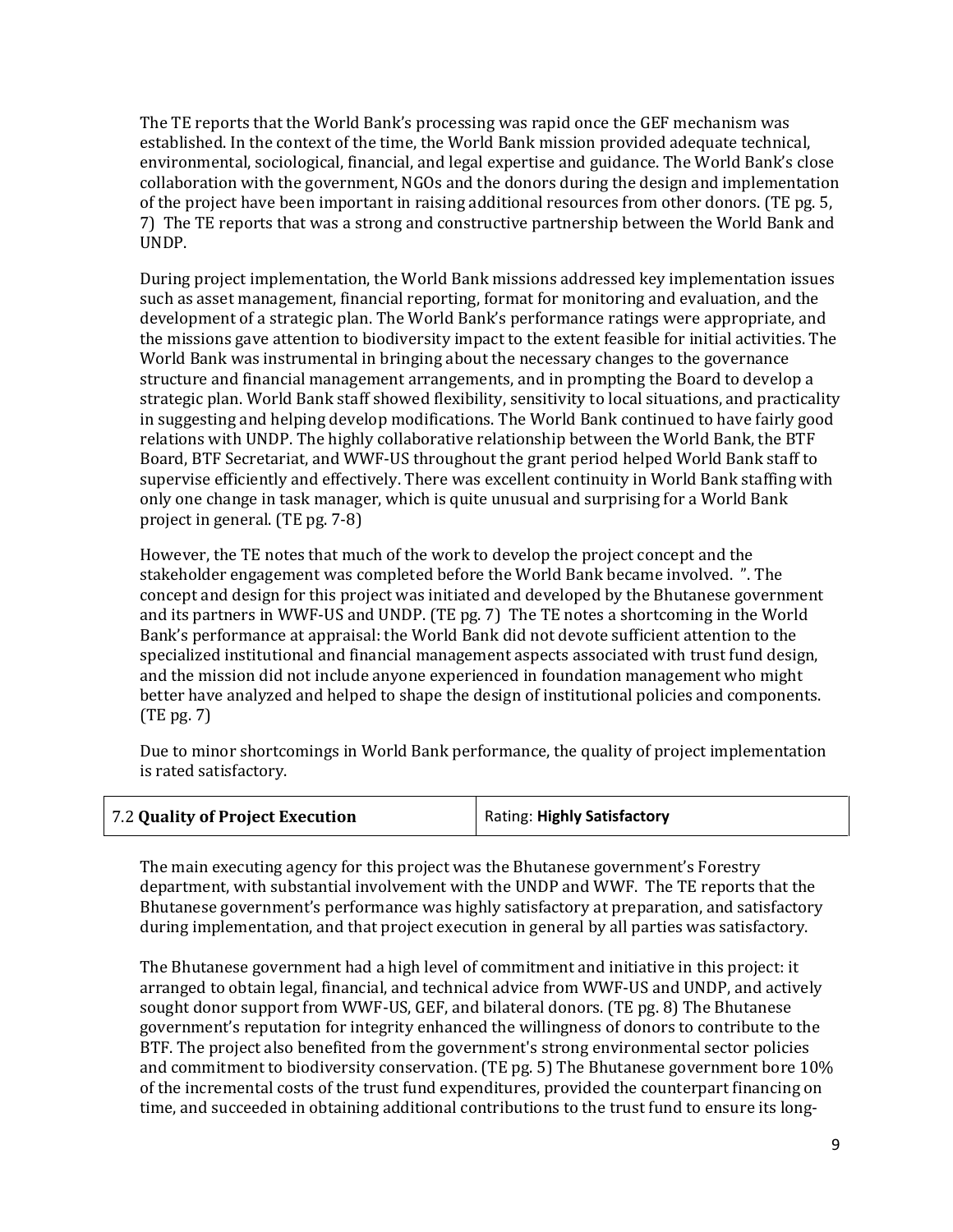The TE reports that the World Bank's processing was rapid once the GEF mechanism was established. In the context of the time, the World Bank mission provided adequate technical, environmental, sociological, financial, and legal expertise and guidance. The World Bank's close collaboration with the government, NGOs and the donors during the design and implementation of the project have been important in raising additional resources from other donors. (TE pg. 5, 7) The TE reports that was a strong and constructive partnership between the World Bank and UNDP.

During project implementation, the World Bank missions addressed key implementation issues such as asset management, financial reporting, format for monitoring and evaluation, and the development of a strategic plan. The World Bank's performance ratings were appropriate, and the missions gave attention to biodiversity impact to the extent feasible for initial activities. The World Bank was instrumental in bringing about the necessary changes to the governance structure and financial management arrangements, and in prompting the Board to develop a strategic plan. World Bank staff showed flexibility, sensitivity to local situations, and practicality in suggesting and helping develop modifications. The World Bank continued to have fairly good relations with UNDP. The highly collaborative relationship between the World Bank, the BTF Board, BTF Secretariat, and WWF-US throughout the grant period helped World Bank staff to supervise efficiently and effectively. There was excellent continuity in World Bank staffing with only one change in task manager, which is quite unusual and surprising for a World Bank project in general. (TE pg. 7-8)

However, the TE notes that much of the work to develop the project concept and the stakeholder engagement was completed before the World Bank became involved. ". The concept and design for this project was initiated and developed by the Bhutanese government and its partners in WWF-US and UNDP. (TE pg. 7) The TE notes a shortcoming in the World Bank's performance at appraisal: the World Bank did not devote sufficient attention to the specialized institutional and financial management aspects associated with trust fund design, and the mission did not include anyone experienced in foundation management who might better have analyzed and helped to shape the design of institutional policies and components. (TE pg. 7)

Due to minor shortcomings in World Bank performance, the quality of project implementation is rated satisfactory.

| 7.2 **Quality of Project Execution** | Rating: **Highly Satisfactory** |
|---|---|

The main executing agency for this project was the Bhutanese government's Forestry department, with substantial involvement with the UNDP and WWF. The TE reports that the Bhutanese government's performance was highly satisfactory at preparation, and satisfactory during implementation, and that project execution in general by all parties was satisfactory.

The Bhutanese government had a high level of commitment and initiative in this project: it arranged to obtain legal, financial, and technical advice from WWF-US and UNDP, and actively sought donor support from WWF-US, GEF, and bilateral donors. (TE pg. 8) The Bhutanese government's reputation for integrity enhanced the willingness of donors to contribute to the BTF. The project also benefited from the government's strong environmental sector policies and commitment to biodiversity conservation. (TE pg. 5) The Bhutanese government bore 10% of the incremental costs of the trust fund expenditures, provided the counterpart financing on time, and succeeded in obtaining additional contributions to the trust fund to ensure its long-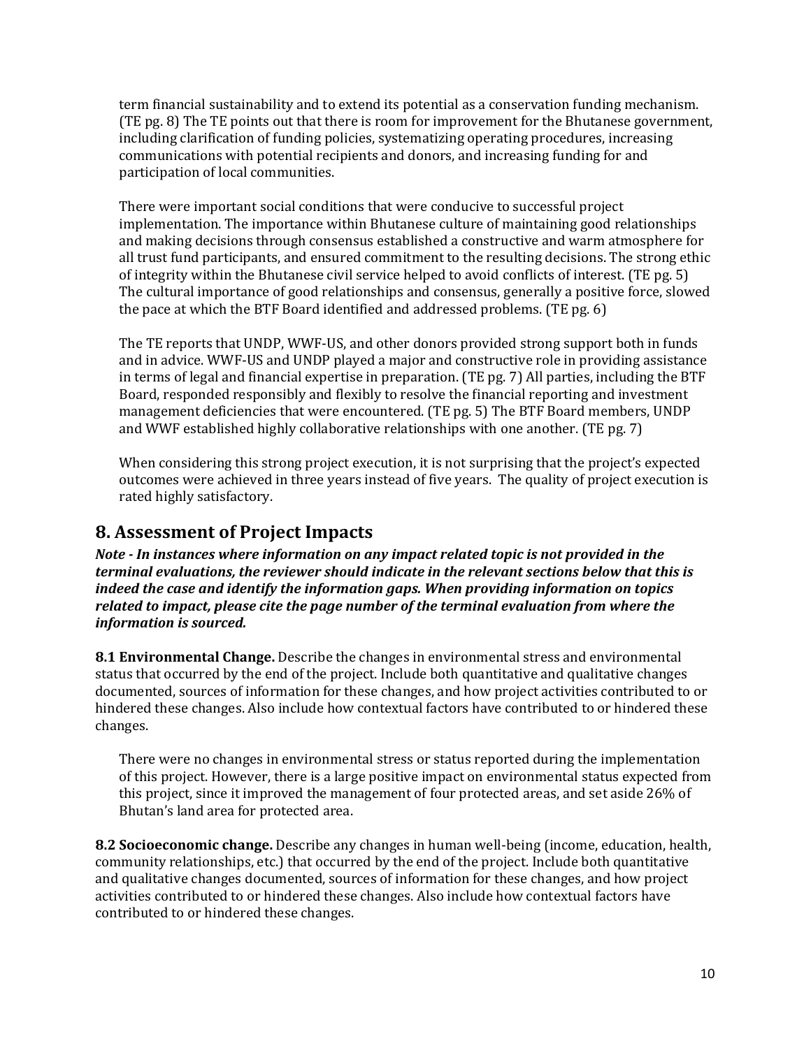term financial sustainability and to extend its potential as a conservation funding mechanism. (TE pg. 8) The TE points out that there is room for improvement for the Bhutanese government, including clarification of funding policies, systematizing operating procedures, increasing communications with potential recipients and donors, and increasing funding for and participation of local communities.

There were important social conditions that were conducive to successful project implementation. The importance within Bhutanese culture of maintaining good relationships and making decisions through consensus established a constructive and warm atmosphere for all trust fund participants, and ensured commitment to the resulting decisions. The strong ethic of integrity within the Bhutanese civil service helped to avoid conflicts of interest. (TE pg. 5) The cultural importance of good relationships and consensus, generally a positive force, slowed the pace at which the BTF Board identified and addressed problems. (TE pg. 6)

The TE reports that UNDP, WWF-US, and other donors provided strong support both in funds and in advice. WWF-US and UNDP played a major and constructive role in providing assistance in terms of legal and financial expertise in preparation. (TE pg. 7) All parties, including the BTF Board, responded responsibly and flexibly to resolve the financial reporting and investment management deficiencies that were encountered. (TE pg. 5) The BTF Board members, UNDP and WWF established highly collaborative relationships with one another. (TE pg. 7)

When considering this strong project execution, it is not surprising that the project's expected outcomes were achieved in three years instead of five years. The quality of project execution is rated highly satisfactory.

## 8. Assessment of Project Impacts

***Note - In instances where information on any impact related topic is not provided in the terminal evaluations, the reviewer should indicate in the relevant sections below that this is indeed the case and identify the information gaps. When providing information on topics related to impact, please cite the page number of the terminal evaluation from where the information is sourced.***

**8.1 Environmental Change.** Describe the changes in environmental stress and environmental status that occurred by the end of the project. Include both quantitative and qualitative changes documented, sources of information for these changes, and how project activities contributed to or hindered these changes. Also include how contextual factors have contributed to or hindered these changes.

There were no changes in environmental stress or status reported during the implementation of this project. However, there is a large positive impact on environmental status expected from this project, since it improved the management of four protected areas, and set aside 26% of Bhutan's land area for protected area.

**8.2 Socioeconomic change.** Describe any changes in human well-being (income, education, health, community relationships, etc.) that occurred by the end of the project. Include both quantitative and qualitative changes documented, sources of information for these changes, and how project activities contributed to or hindered these changes. Also include how contextual factors have contributed to or hindered these changes.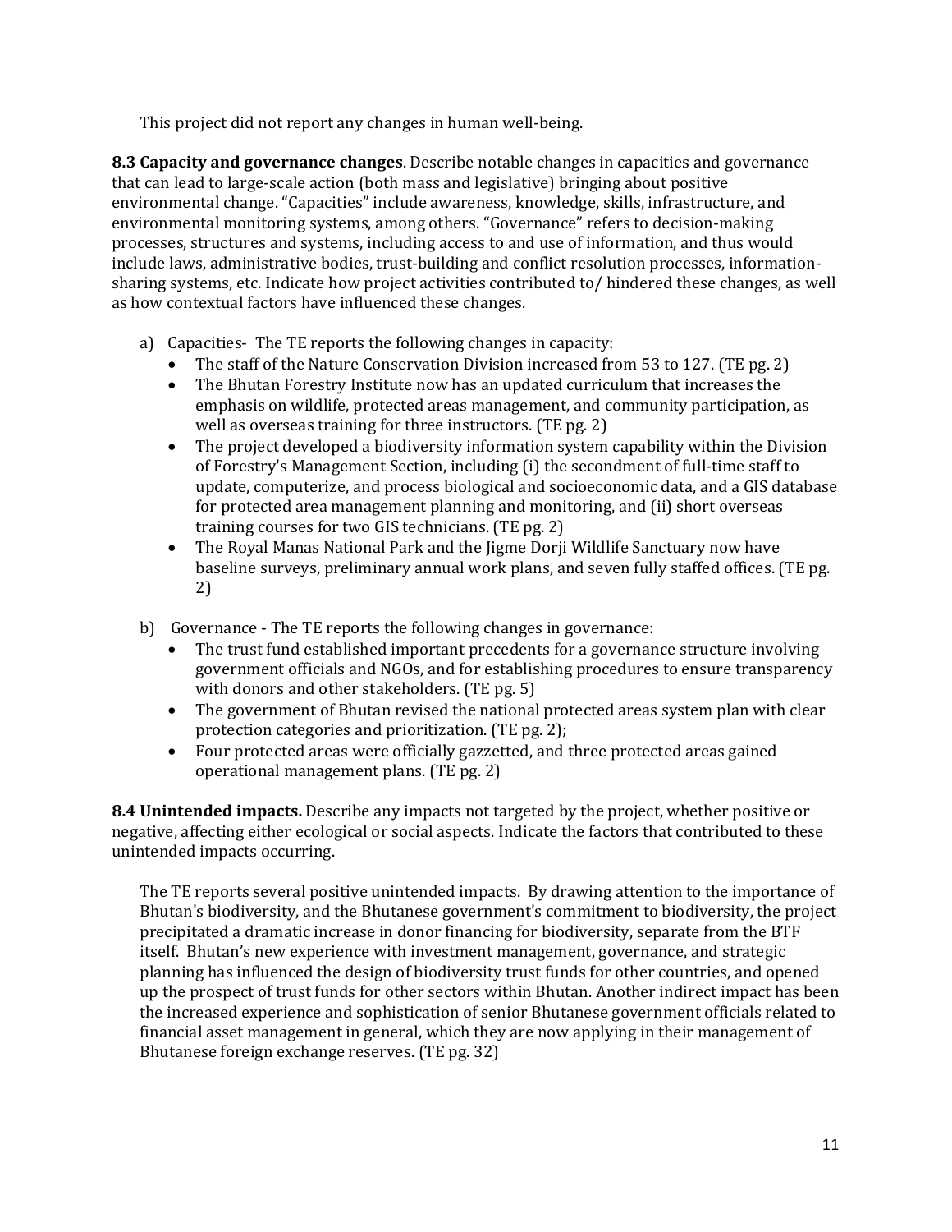This project did not report any changes in human well-being.

**8.3 Capacity and governance changes**. Describe notable changes in capacities and governance that can lead to large-scale action (both mass and legislative) bringing about positive environmental change. "Capacities" include awareness, knowledge, skills, infrastructure, and environmental monitoring systems, among others. "Governance" refers to decision-making processes, structures and systems, including access to and use of information, and thus would include laws, administrative bodies, trust-building and conflict resolution processes, information-sharing systems, etc. Indicate how project activities contributed to/ hindered these changes, as well as how contextual factors have influenced these changes.

a) Capacities- The TE reports the following changes in capacity:
   - The staff of the Nature Conservation Division increased from 53 to 127. (TE pg. 2)
   - The Bhutan Forestry Institute now has an updated curriculum that increases the emphasis on wildlife, protected areas management, and community participation, as well as overseas training for three instructors. (TE pg. 2)
   - The project developed a biodiversity information system capability within the Division of Forestry's Management Section, including (i) the secondment of full-time staff to update, computerize, and process biological and socioeconomic data, and a GIS database for protected area management planning and monitoring, and (ii) short overseas training courses for two GIS technicians. (TE pg. 2)
   - The Royal Manas National Park and the Jigme Dorji Wildlife Sanctuary now have baseline surveys, preliminary annual work plans, and seven fully staffed offices. (TE pg. 2)

b) Governance - The TE reports the following changes in governance:
   - The trust fund established important precedents for a governance structure involving government officials and NGOs, and for establishing procedures to ensure transparency with donors and other stakeholders. (TE pg. 5)
   - The government of Bhutan revised the national protected areas system plan with clear protection categories and prioritization. (TE pg. 2);
   - Four protected areas were officially gazzetted, and three protected areas gained operational management plans. (TE pg. 2)

**8.4 Unintended impacts.** Describe any impacts not targeted by the project, whether positive or negative, affecting either ecological or social aspects. Indicate the factors that contributed to these unintended impacts occurring.

The TE reports several positive unintended impacts. By drawing attention to the importance of Bhutan's biodiversity, and the Bhutanese government's commitment to biodiversity, the project precipitated a dramatic increase in donor financing for biodiversity, separate from the BTF itself. Bhutan's new experience with investment management, governance, and strategic planning has influenced the design of biodiversity trust funds for other countries, and opened up the prospect of trust funds for other sectors within Bhutan. Another indirect impact has been the increased experience and sophistication of senior Bhutanese government officials related to financial asset management in general, which they are now applying in their management of Bhutanese foreign exchange reserves. (TE pg. 32)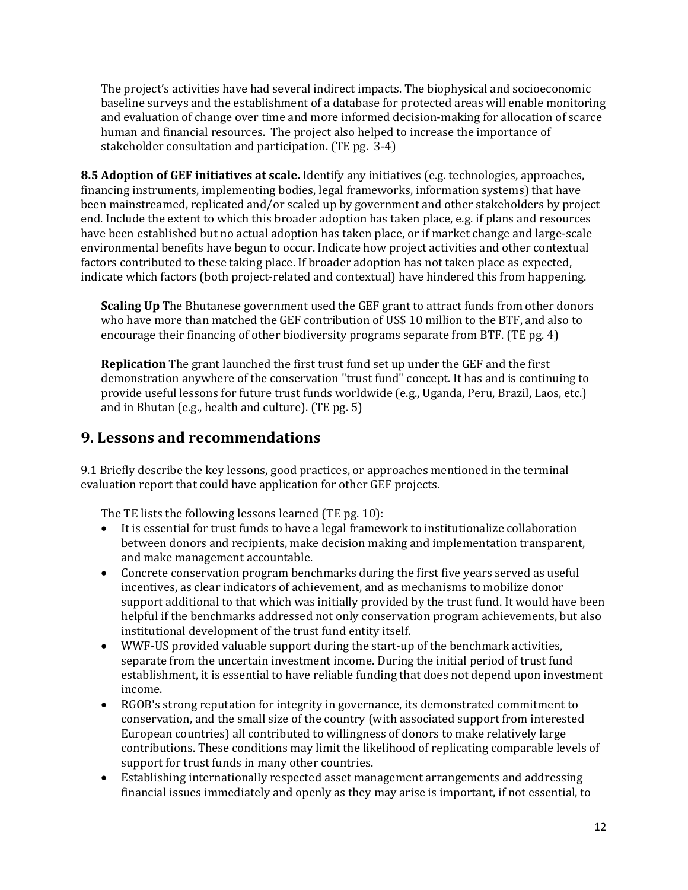The project's activities have had several indirect impacts. The biophysical and socioeconomic baseline surveys and the establishment of a database for protected areas will enable monitoring and evaluation of change over time and more informed decision-making for allocation of scarce human and financial resources. The project also helped to increase the importance of stakeholder consultation and participation. (TE pg. 3-4)

**8.5 Adoption of GEF initiatives at scale.** Identify any initiatives (e.g. technologies, approaches, financing instruments, implementing bodies, legal frameworks, information systems) that have been mainstreamed, replicated and/or scaled up by government and other stakeholders by project end. Include the extent to which this broader adoption has taken place, e.g. if plans and resources have been established but no actual adoption has taken place, or if market change and large-scale environmental benefits have begun to occur. Indicate how project activities and other contextual factors contributed to these taking place. If broader adoption has not taken place as expected, indicate which factors (both project-related and contextual) have hindered this from happening.

**Scaling Up** The Bhutanese government used the GEF grant to attract funds from other donors who have more than matched the GEF contribution of US$ 10 million to the BTF, and also to encourage their financing of other biodiversity programs separate from BTF. (TE pg. 4)

**Replication** The grant launched the first trust fund set up under the GEF and the first demonstration anywhere of the conservation "trust fund" concept. It has and is continuing to provide useful lessons for future trust funds worldwide (e.g., Uganda, Peru, Brazil, Laos, etc.) and in Bhutan (e.g., health and culture). (TE pg. 5)

## 9. Lessons and recommendations

9.1 Briefly describe the key lessons, good practices, or approaches mentioned in the terminal evaluation report that could have application for other GEF projects.

The TE lists the following lessons learned (TE pg. 10):

- It is essential for trust funds to have a legal framework to institutionalize collaboration between donors and recipients, make decision making and implementation transparent, and make management accountable.
- Concrete conservation program benchmarks during the first five years served as useful incentives, as clear indicators of achievement, and as mechanisms to mobilize donor support additional to that which was initially provided by the trust fund. It would have been helpful if the benchmarks addressed not only conservation program achievements, but also institutional development of the trust fund entity itself.
- WWF-US provided valuable support during the start-up of the benchmark activities, separate from the uncertain investment income. During the initial period of trust fund establishment, it is essential to have reliable funding that does not depend upon investment income.
- RGOB's strong reputation for integrity in governance, its demonstrated commitment to conservation, and the small size of the country (with associated support from interested European countries) all contributed to willingness of donors to make relatively large contributions. These conditions may limit the likelihood of replicating comparable levels of support for trust funds in many other countries.
- Establishing internationally respected asset management arrangements and addressing financial issues immediately and openly as they may arise is important, if not essential, to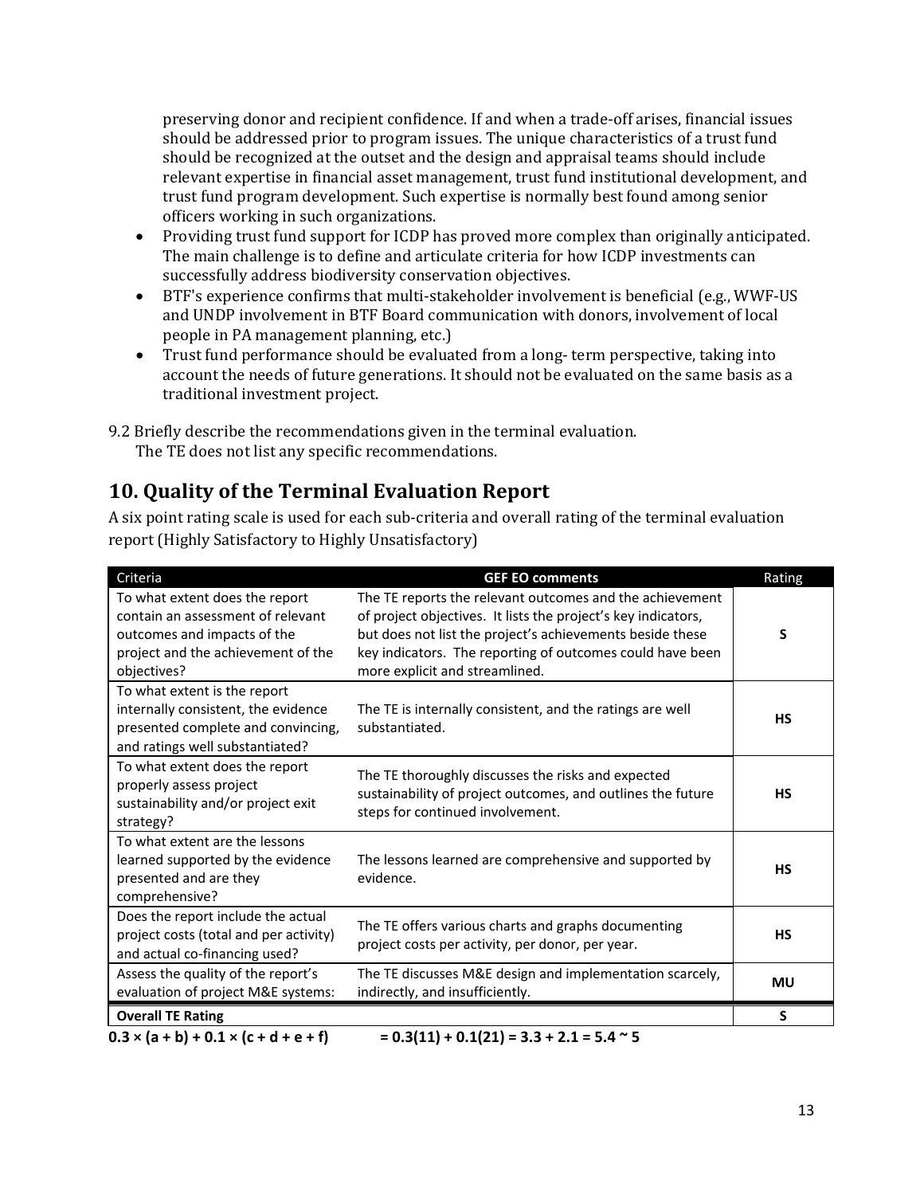preserving donor and recipient confidence. If and when a trade-off arises, financial issues should be addressed prior to program issues. The unique characteristics of a trust fund should be recognized at the outset and the design and appraisal teams should include relevant expertise in financial asset management, trust fund institutional development, and trust fund program development. Such expertise is normally best found among senior officers working in such organizations.

- Providing trust fund support for ICDP has proved more complex than originally anticipated. The main challenge is to define and articulate criteria for how ICDP investments can successfully address biodiversity conservation objectives.
- BTF's experience confirms that multi-stakeholder involvement is beneficial (e.g., WWF-US and UNDP involvement in BTF Board communication with donors, involvement of local people in PA management planning, etc.)
- Trust fund performance should be evaluated from a long- term perspective, taking into account the needs of future generations. It should not be evaluated on the same basis as a traditional investment project.

9.2 Briefly describe the recommendations given in the terminal evaluation.
The TE does not list any specific recommendations.

## 10. Quality of the Terminal Evaluation Report

A six point rating scale is used for each sub-criteria and overall rating of the terminal evaluation report (Highly Satisfactory to Highly Unsatisfactory)

| Criteria | GEF EO comments | Rating |
|---|---|---|
| To what extent does the report contain an assessment of relevant outcomes and impacts of the project and the achievement of the objectives? | The TE reports the relevant outcomes and the achievement of project objectives. It lists the project's key indicators, but does not list the project's achievements beside these key indicators. The reporting of outcomes could have been more explicit and streamlined. | **S** |
| To what extent is the report internally consistent, the evidence presented complete and convincing, and ratings well substantiated? | The TE is internally consistent, and the ratings are well substantiated. | **HS** |
| To what extent does the report properly assess project sustainability and/or project exit strategy? | The TE thoroughly discusses the risks and expected sustainability of project outcomes, and outlines the future steps for continued involvement. | **HS** |
| To what extent are the lessons learned supported by the evidence presented and are they comprehensive? | The lessons learned are comprehensive and supported by evidence. | **HS** |
| Does the report include the actual project costs (total and per activity) and actual co-financing used? | The TE offers various charts and graphs documenting project costs per activity, per donor, per year. | **HS** |
| Assess the quality of the report's evaluation of project M&E systems: | The TE discusses M&E design and implementation scarcely, indirectly, and insufficiently. | **MU** |
| **Overall TE Rating** | | **S** |

**0.3 × (a + b) + 0.1 × (c + d + e + f)** **= 0.3(11) + 0.1(21) = 3.3 + 2.1 = 5.4 ~ 5**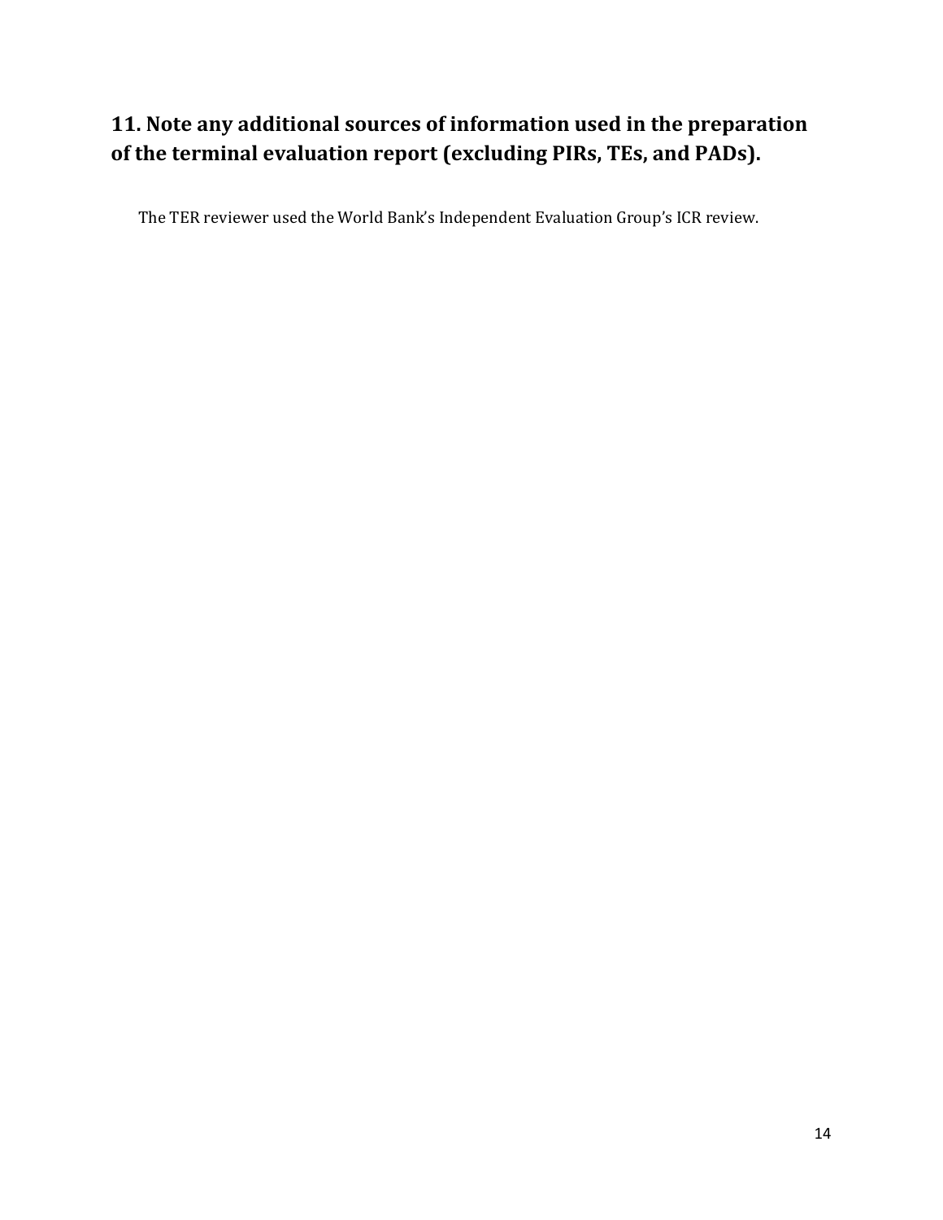## 11. Note any additional sources of information used in the preparation of the terminal evaluation report (excluding PIRs, TEs, and PADs).

The TER reviewer used the World Bank's Independent Evaluation Group's ICR review.